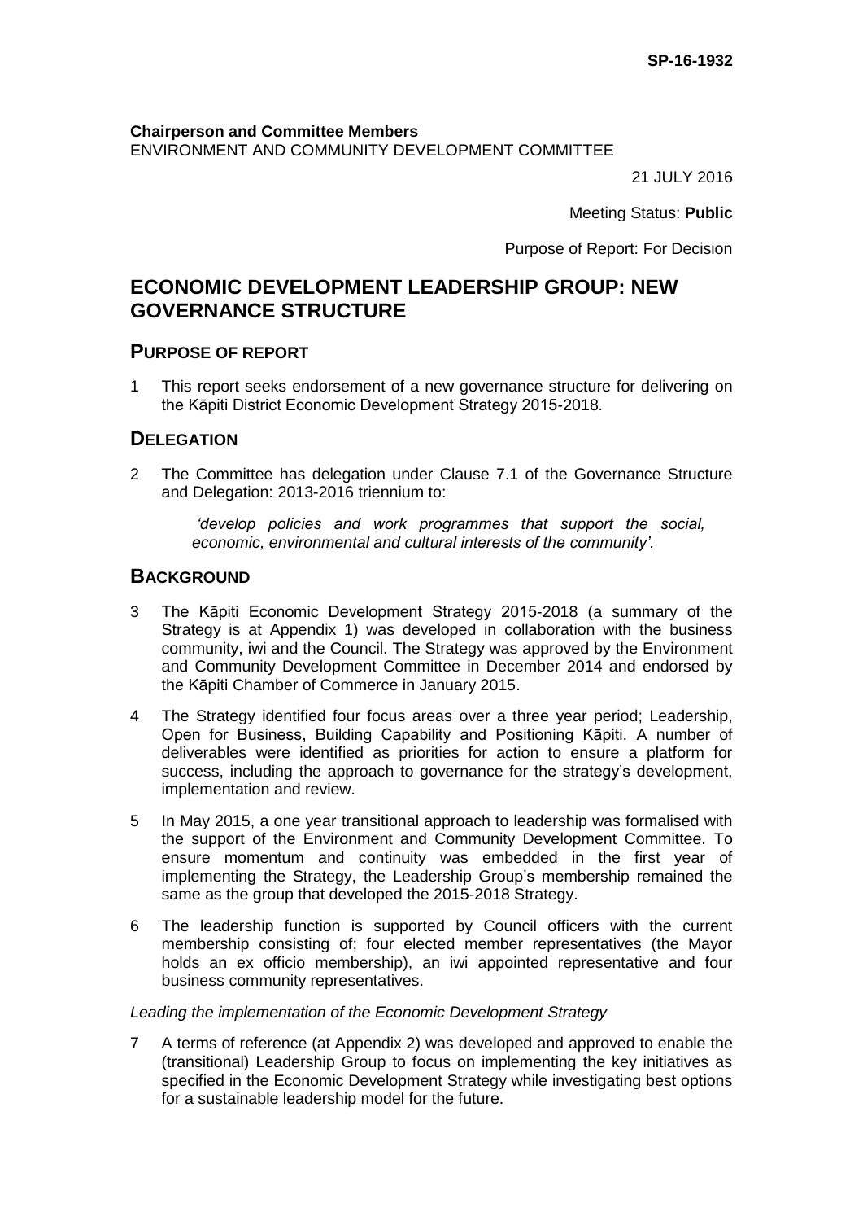**SP-16-1932**

**Chairperson and Committee Members**
ENVIRONMENT AND COMMUNITY DEVELOPMENT COMMITTEE

21 JULY 2016

Meeting Status: **Public**

Purpose of Report: For Decision

# ECONOMIC DEVELOPMENT LEADERSHIP GROUP: NEW GOVERNANCE STRUCTURE

## PURPOSE OF REPORT

1 This report seeks endorsement of a new governance structure for delivering on the Kāpiti District Economic Development Strategy 2015-2018.

## DELEGATION

2 The Committee has delegation under Clause 7.1 of the Governance Structure and Delegation: 2013-2016 triennium to:

> *'develop policies and work programmes that support the social, economic, environmental and cultural interests of the community'.*

## BACKGROUND

3 The Kāpiti Economic Development Strategy 2015-2018 (a summary of the Strategy is at Appendix 1) was developed in collaboration with the business community, iwi and the Council. The Strategy was approved by the Environment and Community Development Committee in December 2014 and endorsed by the Kāpiti Chamber of Commerce in January 2015.

4 The Strategy identified four focus areas over a three year period; Leadership, Open for Business, Building Capability and Positioning Kāpiti. A number of deliverables were identified as priorities for action to ensure a platform for success, including the approach to governance for the strategy's development, implementation and review.

5 In May 2015, a one year transitional approach to leadership was formalised with the support of the Environment and Community Development Committee. To ensure momentum and continuity was embedded in the first year of implementing the Strategy, the Leadership Group's membership remained the same as the group that developed the 2015-2018 Strategy.

6 The leadership function is supported by Council officers with the current membership consisting of; four elected member representatives (the Mayor holds an ex officio membership), an iwi appointed representative and four business community representatives.

*Leading the implementation of the Economic Development Strategy*

7 A terms of reference (at Appendix 2) was developed and approved to enable the (transitional) Leadership Group to focus on implementing the key initiatives as specified in the Economic Development Strategy while investigating best options for a sustainable leadership model for the future.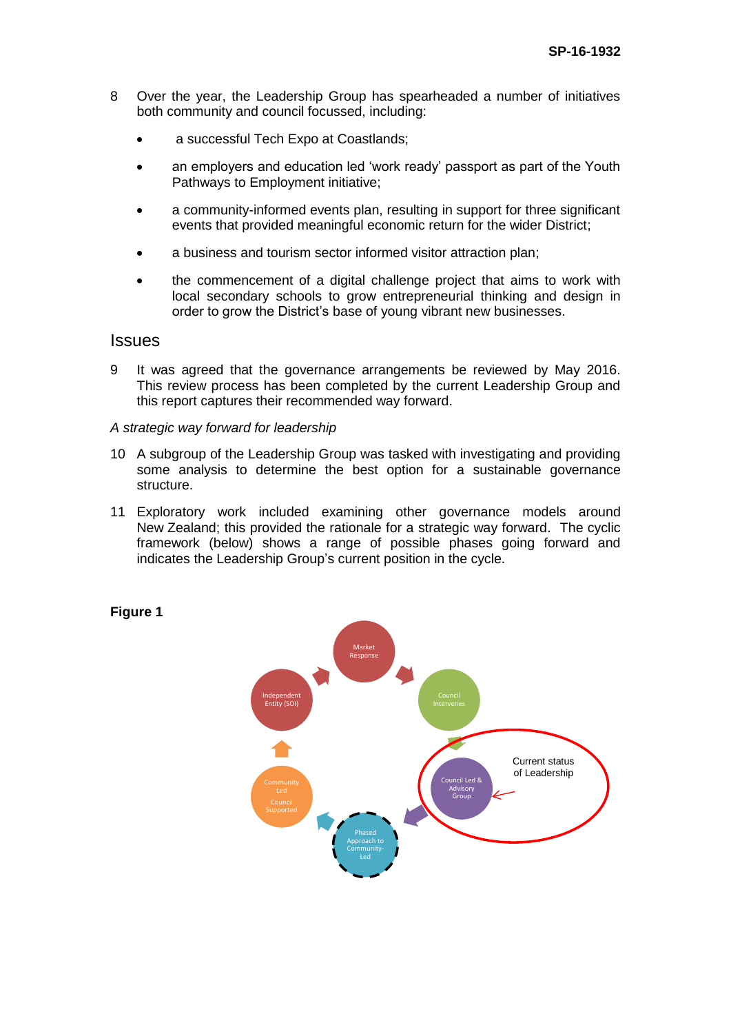8 Over the year, the Leadership Group has spearheaded a number of initiatives both community and council focussed, including:

- a successful Tech Expo at Coastlands;
- an employers and education led 'work ready' passport as part of the Youth Pathways to Employment initiative;
- a community-informed events plan, resulting in support for three significant events that provided meaningful economic return for the wider District;
- a business and tourism sector informed visitor attraction plan;
- the commencement of a digital challenge project that aims to work with local secondary schools to grow entrepreneurial thinking and design in order to grow the District's base of young vibrant new businesses.

## Issues

9 It was agreed that the governance arrangements be reviewed by May 2016. This review process has been completed by the current Leadership Group and this report captures their recommended way forward.

*A strategic way forward for leadership*

10 A subgroup of the Leadership Group was tasked with investigating and providing some analysis to determine the best option for a sustainable governance structure.

11 Exploratory work included examining other governance models around New Zealand; this provided the rationale for a strategic way forward. The cyclic framework (below) shows a range of possible phases going forward and indicates the Leadership Group's current position in the cycle.

**Figure 1**

Market Response → Council Intervenes → Council Led & Advisory Group → Phased Approach to Community-Led → Community Led Council Supported → Independent Entity (SOI) → Market Response

Current status of Leadership: Council Led & Advisory Group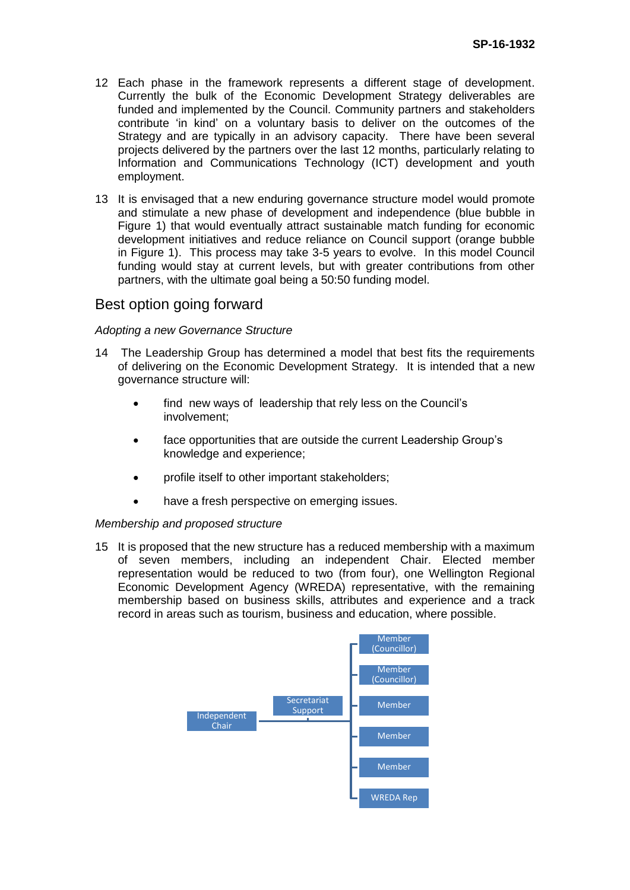12 Each phase in the framework represents a different stage of development. Currently the bulk of the Economic Development Strategy deliverables are funded and implemented by the Council. Community partners and stakeholders contribute ‘in kind’ on a voluntary basis to deliver on the outcomes of the Strategy and are typically in an advisory capacity. There have been several projects delivered by the partners over the last 12 months, particularly relating to Information and Communications Technology (ICT) development and youth employment.

13 It is envisaged that a new enduring governance structure model would promote and stimulate a new phase of development and independence (blue bubble in Figure 1) that would eventually attract sustainable match funding for economic development initiatives and reduce reliance on Council support (orange bubble in Figure 1). This process may take 3-5 years to evolve. In this model Council funding would stay at current levels, but with greater contributions from other partners, with the ultimate goal being a 50:50 funding model.

## Best option going forward

*Adopting a new Governance Structure*

14 The Leadership Group has determined a model that best fits the requirements of delivering on the Economic Development Strategy. It is intended that a new governance structure will:

- find new ways of leadership that rely less on the Council’s involvement;
- face opportunities that are outside the current Leadership Group’s knowledge and experience;
- profile itself to other important stakeholders;
- have a fresh perspective on emerging issues.

*Membership and proposed structure*

15 It is proposed that the new structure has a reduced membership with a maximum of seven members, including an independent Chair. Elected member representation would be reduced to two (from four), one Wellington Regional Economic Development Agency (WREDA) representative, with the remaining membership based on business skills, attributes and experience and a track record in areas such as tourism, business and education, where possible.

Independent Chair

Secretariat Support

- Member (Councillor)
- Member (Councillor)
- Member
- Member
- Member
- WREDA Rep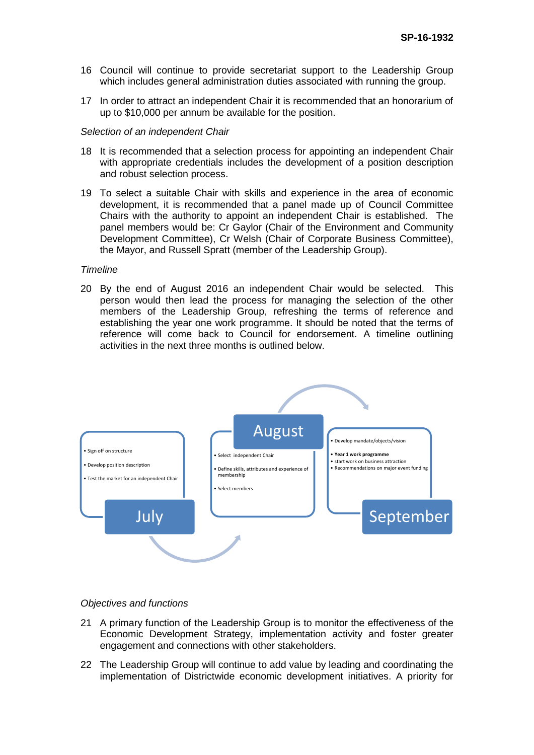16 Council will continue to provide secretariat support to the Leadership Group which includes general administration duties associated with running the group.

17 In order to attract an independent Chair it is recommended that an honorarium of up to $10,000 per annum be available for the position.

*Selection of an independent Chair*

18 It is recommended that a selection process for appointing an independent Chair with appropriate credentials includes the development of a position description and robust selection process.

19 To select a suitable Chair with skills and experience in the area of economic development, it is recommended that a panel made up of Council Committee Chairs with the authority to appoint an independent Chair is established. The panel members would be: Cr Gaylor (Chair of the Environment and Community Development Committee), Cr Welsh (Chair of Corporate Business Committee), the Mayor, and Russell Spratt (member of the Leadership Group).

*Timeline*

20 By the end of August 2016 an independent Chair would be selected. This person would then lead the process for managing the selection of the other members of the Leadership Group, refreshing the terms of reference and establishing the year one work programme. It should be noted that the terms of reference will come back to Council for endorsement. A timeline outlining activities in the next three months is outlined below.

**July**
- Sign off on structure
- Develop position description
- Test the market for an independent Chair

**August**
- Select independent Chair
- Define skills, attributes and experience of membership
- Select members

**September**
- Develop mandate/objects/vision
- **Year 1 work programme**
- start work on business attraction
- Recommendations on major event funding

*Objectives and functions*

21 A primary function of the Leadership Group is to monitor the effectiveness of the Economic Development Strategy, implementation activity and foster greater engagement and connections with other stakeholders.

22 The Leadership Group will continue to add value by leading and coordinating the implementation of Districtwide economic development initiatives. A priority for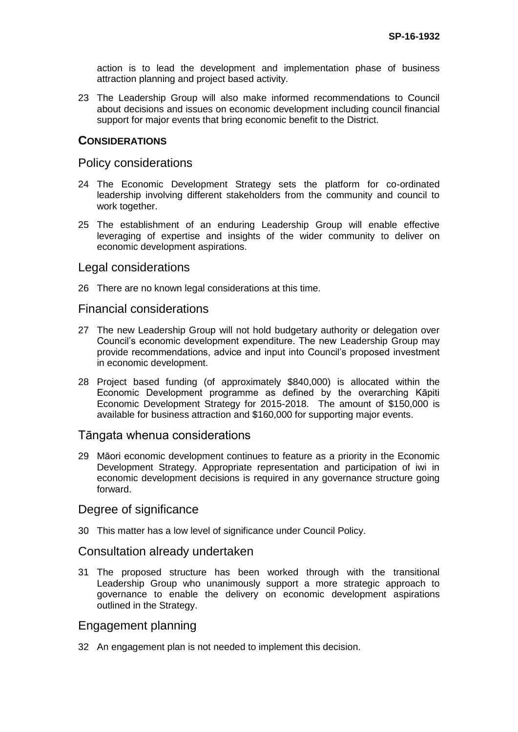action is to lead the development and implementation phase of business attraction planning and project based activity.

23 The Leadership Group will also make informed recommendations to Council about decisions and issues on economic development including council financial support for major events that bring economic benefit to the District.

## CONSIDERATIONS

### Policy considerations

24 The Economic Development Strategy sets the platform for co-ordinated leadership involving different stakeholders from the community and council to work together.

25 The establishment of an enduring Leadership Group will enable effective leveraging of expertise and insights of the wider community to deliver on economic development aspirations.

### Legal considerations

26 There are no known legal considerations at this time.

### Financial considerations

27 The new Leadership Group will not hold budgetary authority or delegation over Council's economic development expenditure. The new Leadership Group may provide recommendations, advice and input into Council's proposed investment in economic development.

28 Project based funding (of approximately $840,000) is allocated within the Economic Development programme as defined by the overarching Kāpiti Economic Development Strategy for 2015-2018. The amount of $150,000 is available for business attraction and $160,000 for supporting major events.

### Tāngata whenua considerations

29 Māori economic development continues to feature as a priority in the Economic Development Strategy. Appropriate representation and participation of iwi in economic development decisions is required in any governance structure going forward.

### Degree of significance

30 This matter has a low level of significance under Council Policy.

### Consultation already undertaken

31 The proposed structure has been worked through with the transitional Leadership Group who unanimously support a more strategic approach to governance to enable the delivery on economic development aspirations outlined in the Strategy.

### Engagement planning

32 An engagement plan is not needed to implement this decision.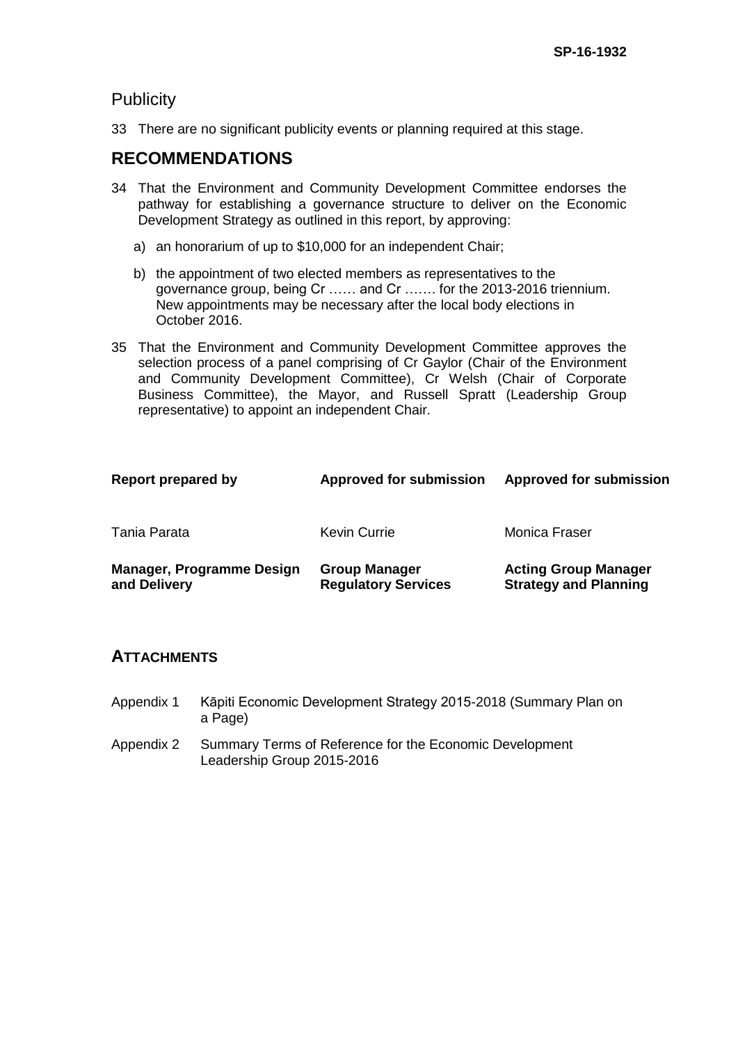## Publicity

33 There are no significant publicity events or planning required at this stage.

## RECOMMENDATIONS

34 That the Environment and Community Development Committee endorses the pathway for establishing a governance structure to deliver on the Economic Development Strategy as outlined in this report, by approving:

   a) an honorarium of up to $10,000 for an independent Chair;

   b) the appointment of two elected members as representatives to the governance group, being Cr …… and Cr ……. for the 2013-2016 triennium. New appointments may be necessary after the local body elections in October 2016.

35 That the Environment and Community Development Committee approves the selection process of a panel comprising of Cr Gaylor (Chair of the Environment and Community Development Committee), Cr Welsh (Chair of Corporate Business Committee), the Mayor, and Russell Spratt (Leadership Group representative) to appoint an independent Chair.

| **Report prepared by** | **Approved for submission** | **Approved for submission** |
|---|---|---|
| Tania Parata | Kevin Currie | Monica Fraser |
| **Manager, Programme Design and Delivery** | **Group Manager Regulatory Services** | **Acting Group Manager Strategy and Planning** |

## ATTACHMENTS

Appendix 1 Kāpiti Economic Development Strategy 2015-2018 (Summary Plan on a Page)

Appendix 2 Summary Terms of Reference for the Economic Development Leadership Group 2015-2016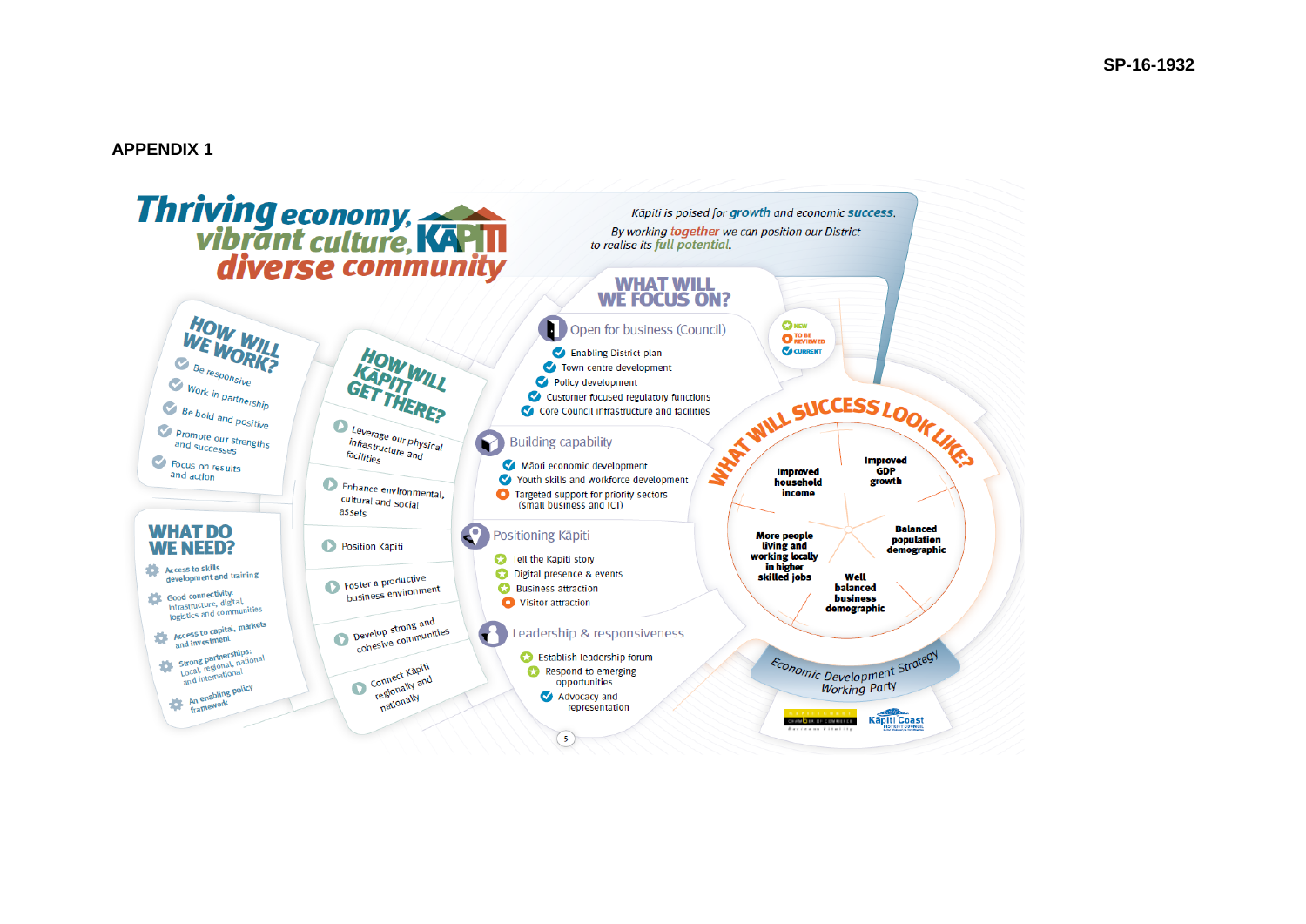SP-16-1932

## APPENDIX 1

# Thriving economy, vibrant culture, diverse community

KĀPITI

*Kāpiti is poised for growth and economic success. By working together we can position our District to realise its full potential.*

## HOW WILL WE WORK?

- Be responsive
- Work in partnership
- Be bold and positive
- Promote our strengths and successes
- Focus on results and action

## WHAT DO WE NEED?

- Access to skills development and training
- Good connectivity: infrastructure, digital, logistics and communities
- Access to capital, markets and investment
- Strong partnerships: Local, regional, national and international
- An enabling policy framework

## HOW WILL KĀPITI GET THERE?

- Leverage our physical infrastructure and facilities
- Enhance environmental, cultural and social assets
- Position Kāpiti
- Foster a productive business environment
- Develop strong and cohesive communities
- Connect Kāpiti regionally and nationally

## WHAT WILL WE FOCUS ON?

Key: NEW / TO BE REVIEWED / CURRENT

### Open for business (Council)

- Enabling District plan
- Town centre development
- Policy development
- Customer focused regulatory functions
- Core Council infrastructure and facilities

### Building capability

- Māori economic development
- Youth skills and workforce development
- Targeted support for priority sectors (small business and ICT)

### Positioning Kāpiti

- Tell the Kāpiti story
- Digital presence & events
- Business attraction
- Visitor attraction

### Leadership & responsiveness

- Establish leadership forum
- Respond to emerging opportunities
- Advocacy and representation

## WHAT WILL SUCCESS LOOK LIKE?

- Improved household income
- Improved GDP growth
- Balanced population demographic
- Well balanced business demographic
- More people living and working locally in higher skilled jobs

Economic Development Strategy Working Party

Kāpiti Coast Chamber of Commerce | Kāpiti Coast District Council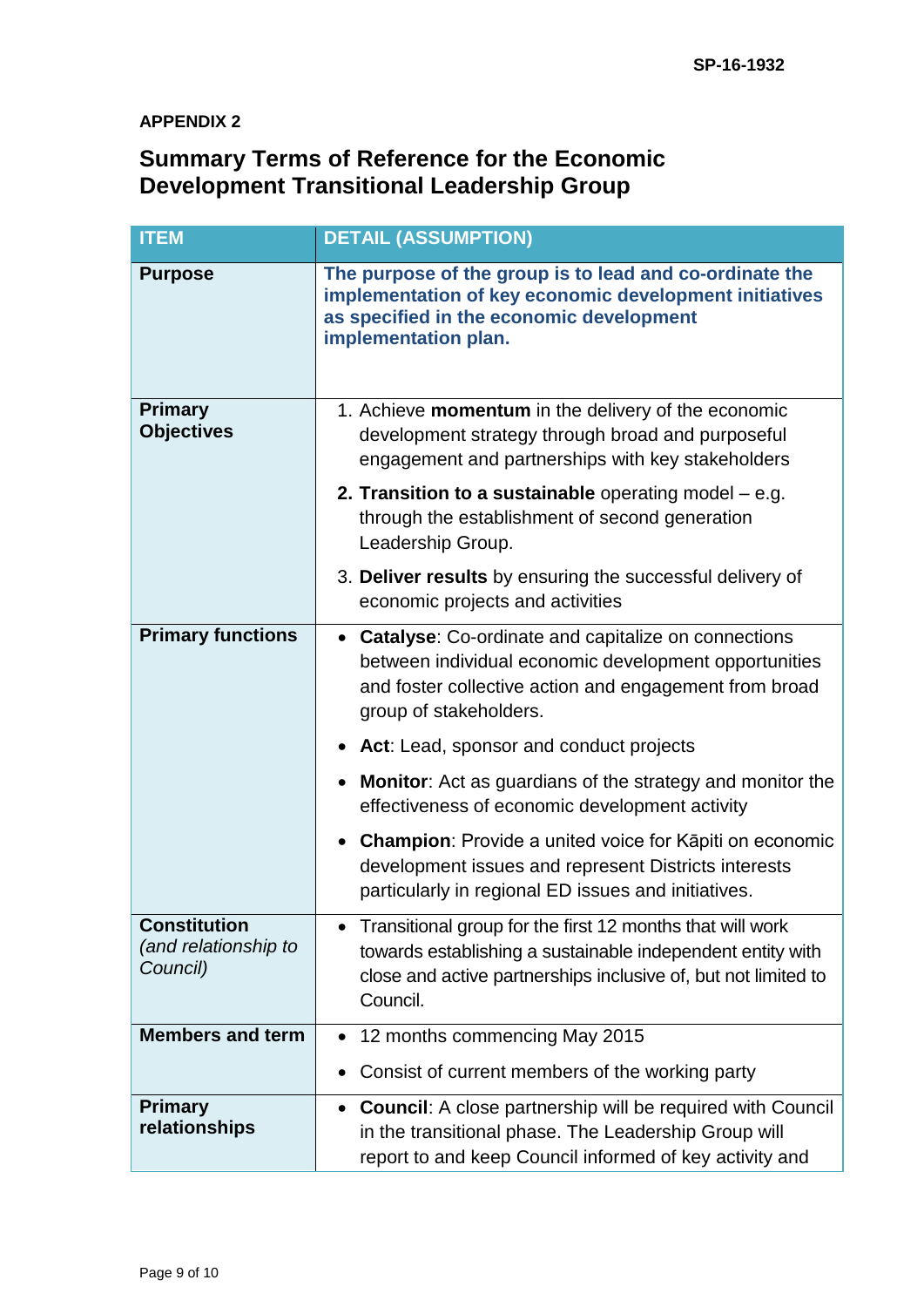**APPENDIX 2**

## Summary Terms of Reference for the Economic Development Transitional Leadership Group

| ITEM | DETAIL (ASSUMPTION) |
|---|---|
| **Purpose** | **The purpose of the group is to lead and co-ordinate the implementation of key economic development initiatives as specified in the economic development implementation plan.** |
| **Primary Objectives** | 1. Achieve **momentum** in the delivery of the economic development strategy through broad and purposeful engagement and partnerships with key stakeholders<br>**2. Transition to a sustainable** operating model – e.g. through the establishment of second generation Leadership Group.<br>3. **Deliver results** by ensuring the successful delivery of economic projects and activities |
| **Primary functions** | • **Catalyse**: Co-ordinate and capitalize on connections between individual economic development opportunities and foster collective action and engagement from broad group of stakeholders.<br>• **Act**: Lead, sponsor and conduct projects<br>• **Monitor**: Act as guardians of the strategy and monitor the effectiveness of economic development activity<br>• **Champion**: Provide a united voice for Kāpiti on economic development issues and represent Districts interests particularly in regional ED issues and initiatives. |
| **Constitution** *(and relationship to Council)* | • Transitional group for the first 12 months that will work towards establishing a sustainable independent entity with close and active partnerships inclusive of, but not limited to Council. |
| **Members and term** | • 12 months commencing May 2015<br>• Consist of current members of the working party |
| **Primary relationships** | • **Council**: A close partnership will be required with Council in the transitional phase. The Leadership Group will report to and keep Council informed of key activity and |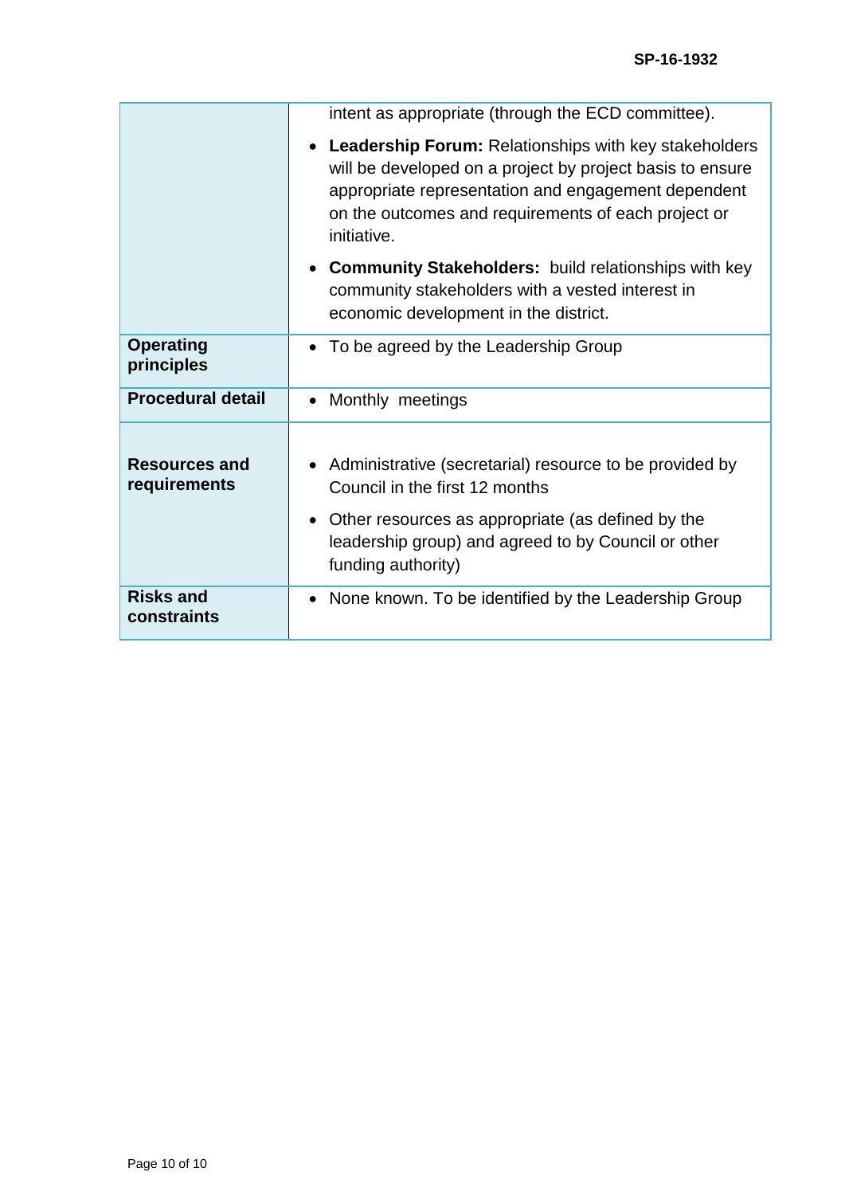| | |
|---|---|
| | intent as appropriate (through the ECD committee).<br>• **Leadership Forum:** Relationships with key stakeholders will be developed on a project by project basis to ensure appropriate representation and engagement dependent on the outcomes and requirements of each project or initiative.<br>• **Community Stakeholders:** build relationships with key community stakeholders with a vested interest in economic development in the district. |
| **Operating principles** | • To be agreed by the Leadership Group |
| **Procedural detail** | • Monthly meetings |
| **Resources and requirements** | • Administrative (secretarial) resource to be provided by Council in the first 12 months<br>• Other resources as appropriate (as defined by the leadership group) and agreed to by Council or other funding authority) |
| **Risks and constraints** | • None known. To be identified by the Leadership Group |